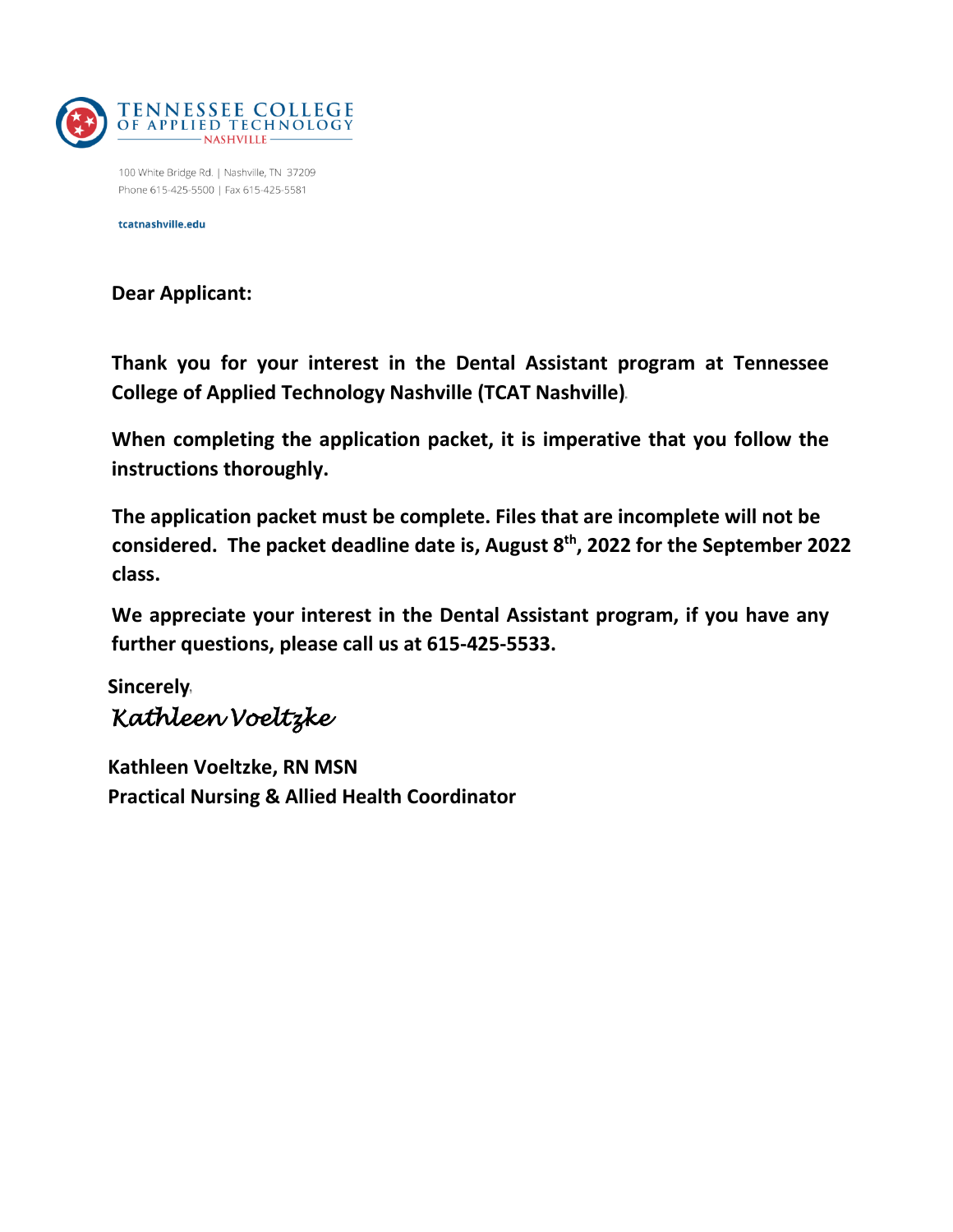**TENNESSEE COLLEGE OF APPLIED TECHNOLOGY**
**NASHVILLE**

100 White Bridge Rd. | Nashville, TN 37209
Phone 615-425-5500 | Fax 615-425-5581

tcatnashville.edu

**Dear Applicant:**

**Thank you for your interest in the Dental Assistant program at Tennessee College of Applied Technology Nashville (TCAT Nashville).**

**When completing the application packet, it is imperative that you follow the instructions thoroughly.**

**The application packet must be complete. Files that are incomplete will not be considered. The packet deadline date is, August 8th, 2022 for the September 2022 class.**

**We appreciate your interest in the Dental Assistant program, if you have any further questions, please call us at 615-425-5533.**

**Sincerely,**

*Kathleen Voeltzke*

**Kathleen Voeltzke, RN MSN**
**Practical Nursing & Allied Health Coordinator**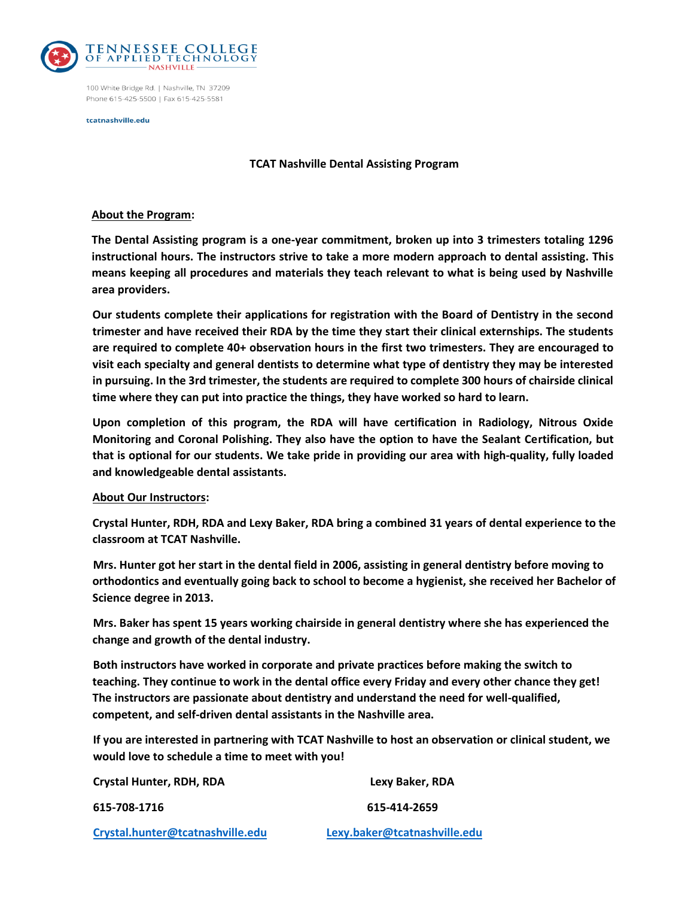TENNESSEE COLLEGE OF APPLIED TECHNOLOGY
NASHVILLE

100 White Bridge Rd. | Nashville, TN 37209
Phone 615-425-5500 | Fax 615-425-5581

tcatnashville.edu

**TCAT Nashville Dental Assisting Program**

**About the Program:**

**The Dental Assisting program is a one-year commitment, broken up into 3 trimesters totaling 1296 instructional hours. The instructors strive to take a more modern approach to dental assisting. This means keeping all procedures and materials they teach relevant to what is being used by Nashville area providers.**

**Our students complete their applications for registration with the Board of Dentistry in the second trimester and have received their RDA by the time they start their clinical externships. The students are required to complete 40+ observation hours in the first two trimesters. They are encouraged to visit each specialty and general dentists to determine what type of dentistry they may be interested in pursuing. In the 3rd trimester, the students are required to complete 300 hours of chairside clinical time where they can put into practice the things, they have worked so hard to learn.**

**Upon completion of this program, the RDA will have certification in Radiology, Nitrous Oxide Monitoring and Coronal Polishing. They also have the option to have the Sealant Certification, but that is optional for our students. We take pride in providing our area with high-quality, fully loaded and knowledgeable dental assistants.**

**About Our Instructors:**

**Crystal Hunter, RDH, RDA and Lexy Baker, RDA bring a combined 31 years of dental experience to the classroom at TCAT Nashville.**

**Mrs. Hunter got her start in the dental field in 2006, assisting in general dentistry before moving to orthodontics and eventually going back to school to become a hygienist, she received her Bachelor of Science degree in 2013.**

**Mrs. Baker has spent 15 years working chairside in general dentistry where she has experienced the change and growth of the dental industry.**

**Both instructors have worked in corporate and private practices before making the switch to teaching. They continue to work in the dental office every Friday and every other chance they get! The instructors are passionate about dentistry and understand the need for well-qualified, competent, and self-driven dental assistants in the Nashville area.**

**If you are interested in partnering with TCAT Nashville to host an observation or clinical student, we would love to schedule a time to meet with you!**

**Crystal Hunter, RDH, RDA**
**615-708-1716**
**Crystal.hunter@tcatnashville.edu**

**Lexy Baker, RDA**
**615-414-2659**
**Lexy.baker@tcatnashville.edu**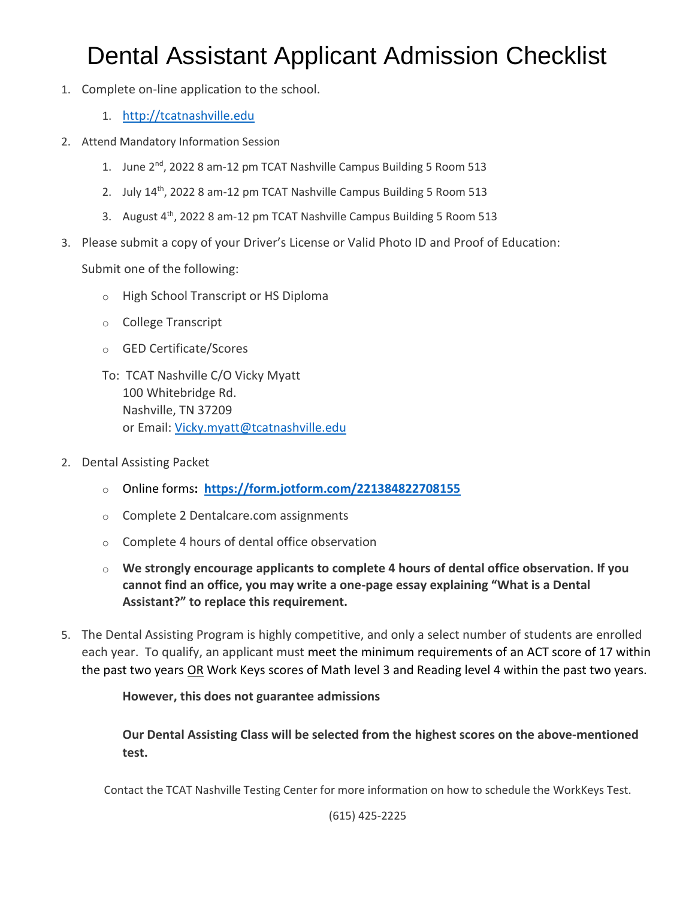# Dental Assistant Applicant Admission Checklist

1. Complete on-line application to the school.
    1. http://tcatnashville.edu
2. Attend Mandatory Information Session
    1. June 2nd, 2022 8 am-12 pm TCAT Nashville Campus Building 5 Room 513
    2. July 14th, 2022 8 am-12 pm TCAT Nashville Campus Building 5 Room 513
    3. August 4th, 2022 8 am-12 pm TCAT Nashville Campus Building 5 Room 513
3. Please submit a copy of your Driver's License or Valid Photo ID and Proof of Education:

   Submit one of the following:

    - High School Transcript or HS Diploma
    - College Transcript
    - GED Certificate/Scores

   To: TCAT Nashville C/O Vicky Myatt
   100 Whitebridge Rd.
   Nashville, TN 37209
   or Email: Vicky.myatt@tcatnashville.edu

2. Dental Assisting Packet
    - Online forms: **https://form.jotform.com/221384822708155**
    - Complete 2 Dentalcare.com assignments
    - Complete 4 hours of dental office observation
    - **We strongly encourage applicants to complete 4 hours of dental office observation. If you cannot find an office, you may write a one-page essay explaining "What is a Dental Assistant?" to replace this requirement.**

5. The Dental Assisting Program is highly competitive, and only a select number of students are enrolled each year. To qualify, an applicant must meet the minimum requirements of an ACT score of 17 within the past two years OR Work Keys scores of Math level 3 and Reading level 4 within the past two years.

   **However, this does not guarantee admissions**

   **Our Dental Assisting Class will be selected from the highest scores on the above-mentioned test.**

Contact the TCAT Nashville Testing Center for more information on how to schedule the WorkKeys Test.

(615) 425-2225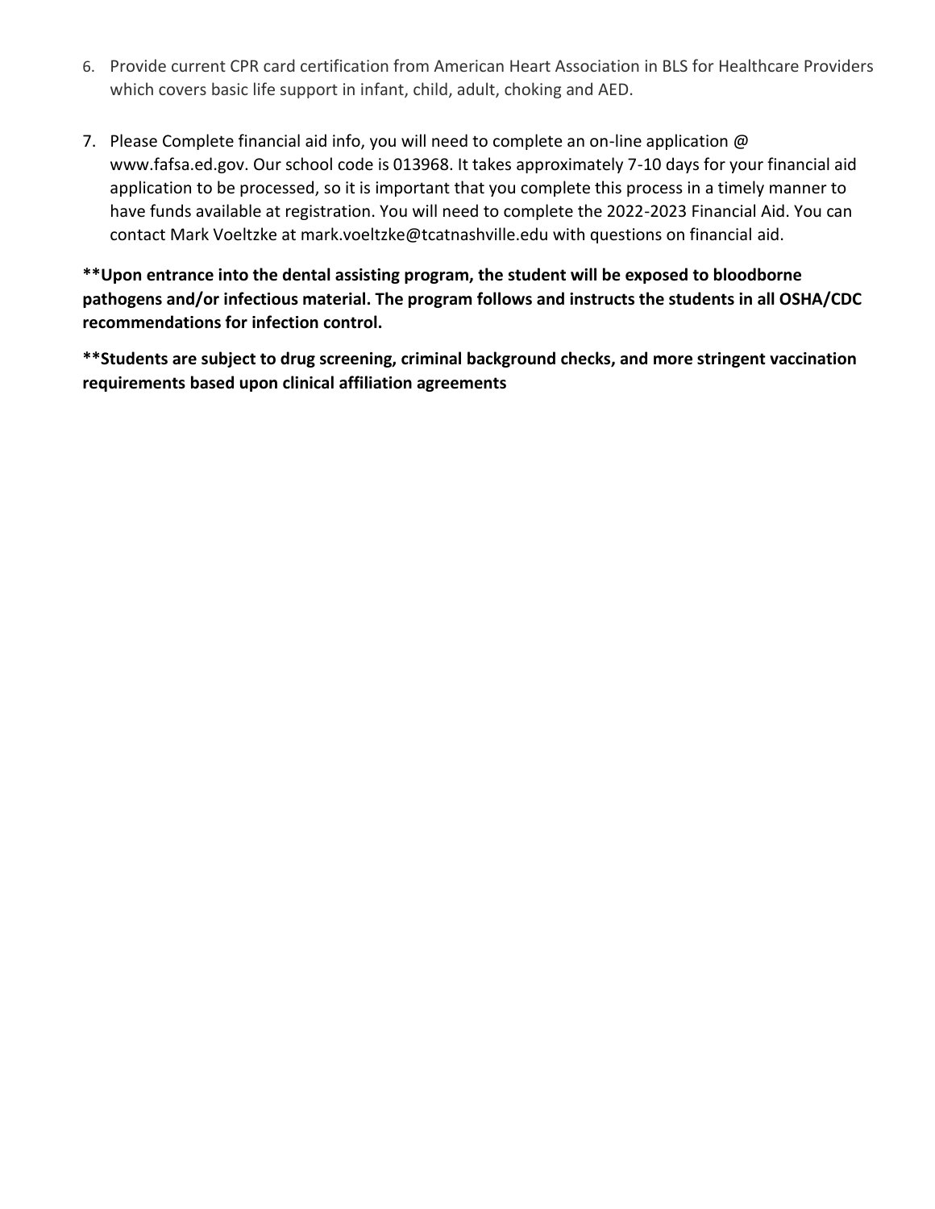6. Provide current CPR card certification from American Heart Association in BLS for Healthcare Providers which covers basic life support in infant, child, adult, choking and AED.

7. Please Complete financial aid info, you will need to complete an on-line application @ www.fafsa.ed.gov. Our school code is 013968. It takes approximately 7-10 days for your financial aid application to be processed, so it is important that you complete this process in a timely manner to have funds available at registration. You will need to complete the 2022-2023 Financial Aid. You can contact Mark Voeltzke at mark.voeltzke@tcatnashville.edu with questions on financial aid.

**\*\*Upon entrance into the dental assisting program, the student will be exposed to bloodborne pathogens and/or infectious material. The program follows and instructs the students in all OSHA/CDC recommendations for infection control.**

**\*\*Students are subject to drug screening, criminal background checks, and more stringent vaccination requirements based upon clinical affiliation agreements**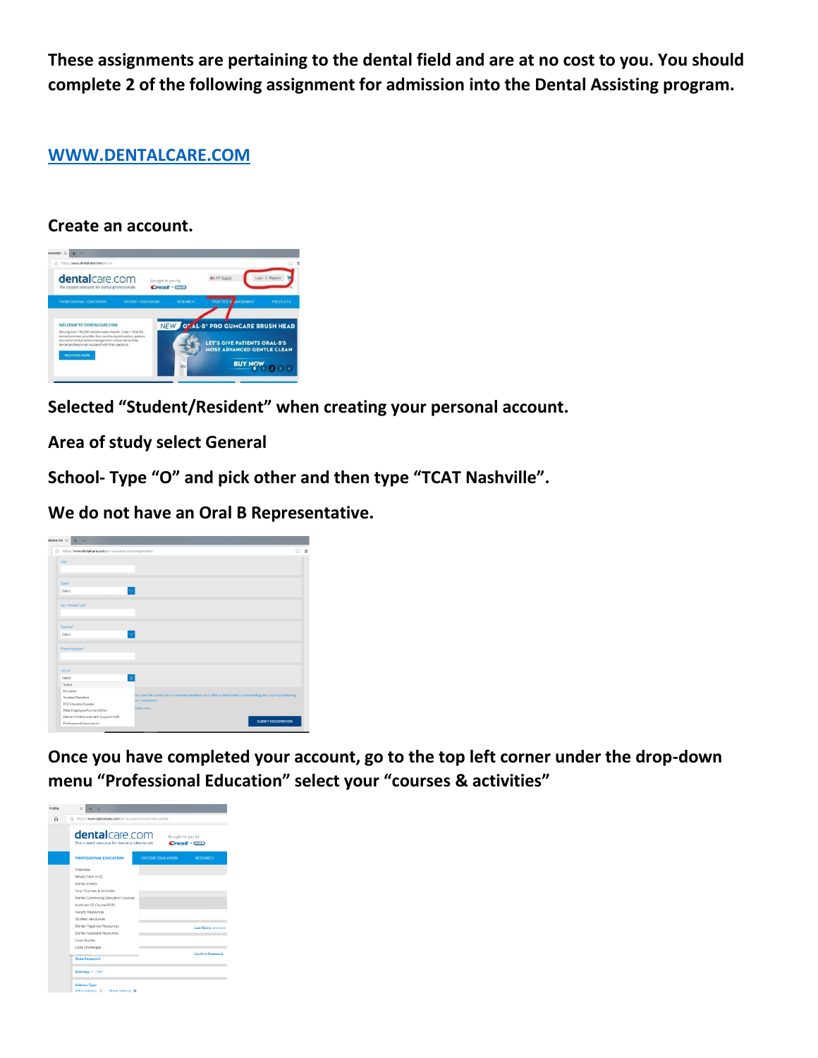**These assignments are pertaining to the dental field and are at no cost to you. You should complete 2 of the following assignment for admission into the Dental Assisting program.**

[**WWW.DENTALCARE.COM**](http://www.dentalcare.com)

**Create an account.**

**Selected "Student/Resident" when creating your personal account.**

**Area of study select General**

**School- Type "O" and pick other and then type "TCAT Nashville".**

**We do not have an Oral B Representative.**

**Once you have completed your account, go to the top left corner under the drop-down menu "Professional Education" select your "courses & activities"**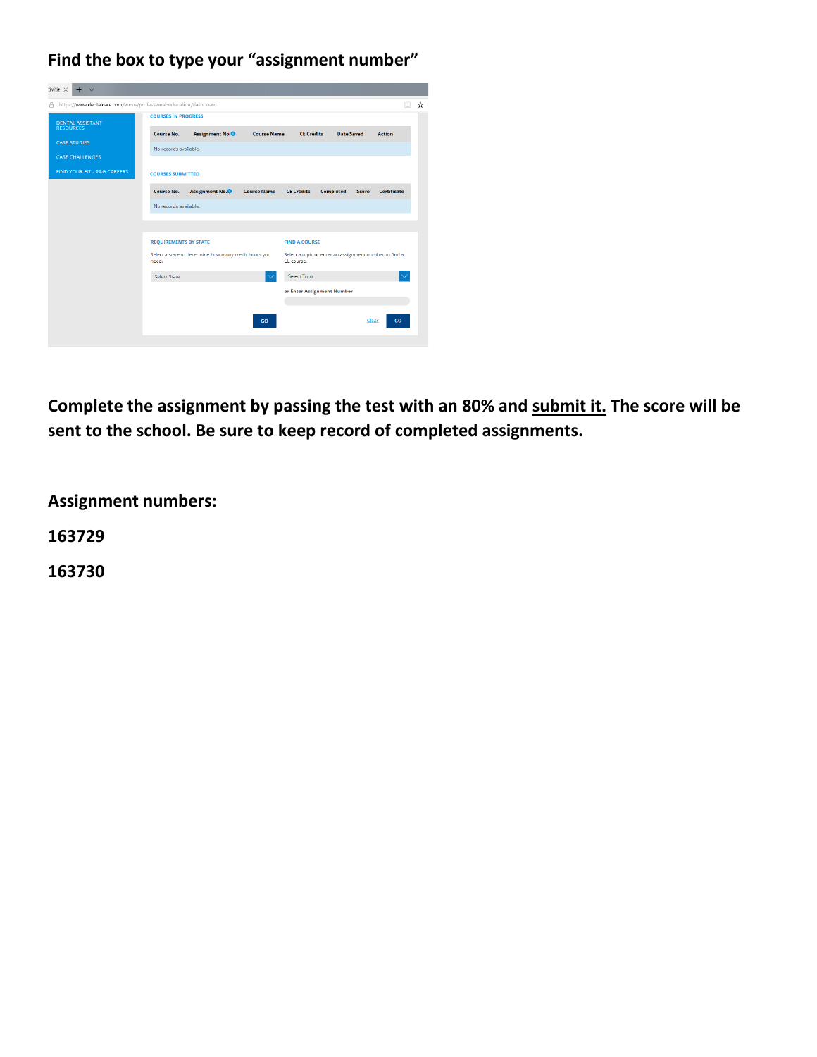**Find the box to type your "assignment number"**

**Complete the assignment by passing the test with an 80% and <u>submit it.</u> The score will be sent to the school. Be sure to keep record of completed assignments.**

**Assignment numbers:**

**163729**

**163730**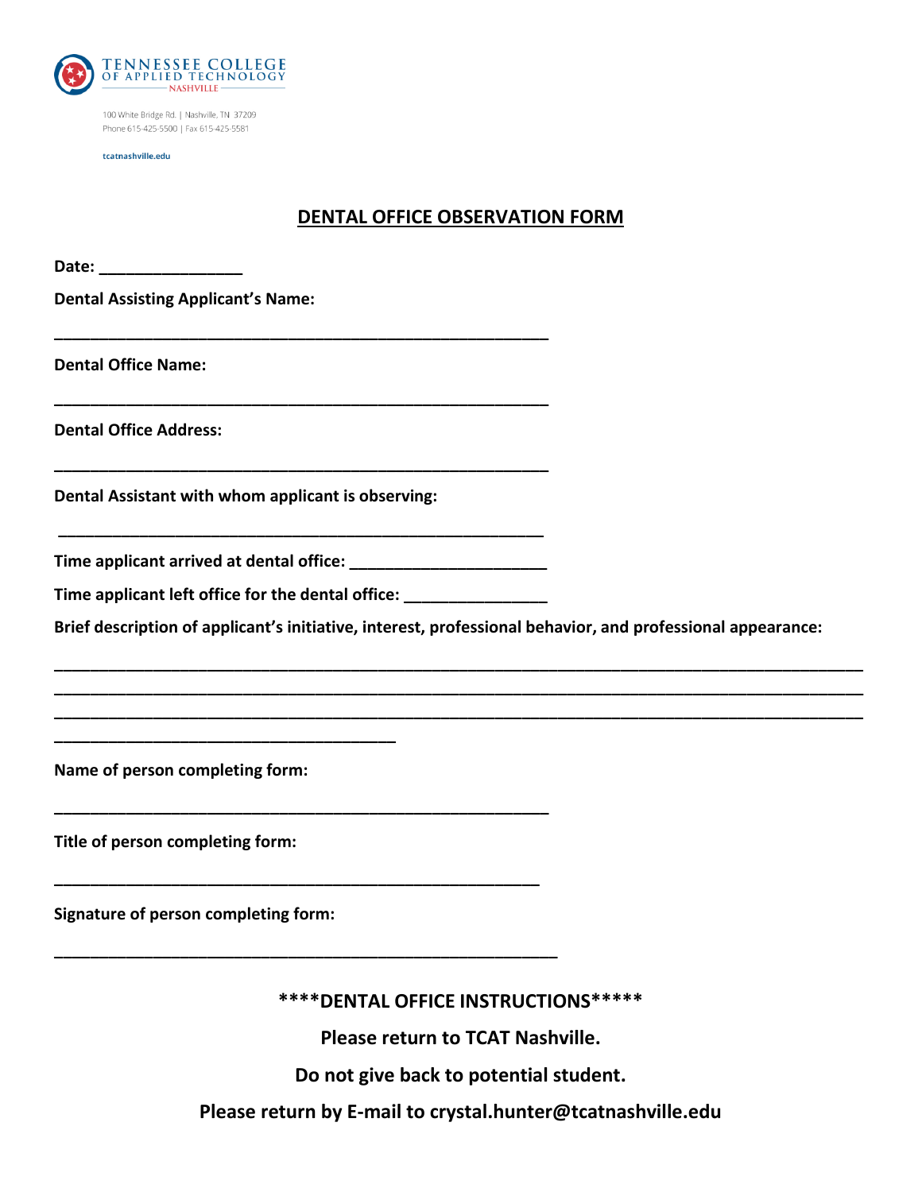Tennessee College of Applied Technology
Nashville

100 White Bridge Rd. | Nashville, TN 37209
Phone 615-425-5500 | Fax 615-425-5581

tcatnashville.edu

# DENTAL OFFICE OBSERVATION FORM

**Date:** ________________

**Dental Assisting Applicant's Name:**

________________________________________________________

**Dental Office Name:**

________________________________________________________

**Dental Office Address:**

________________________________________________________

**Dental Assistant with whom applicant is observing:**

________________________________________________________

**Time applicant arrived at dental office:** ______________________

**Time applicant left office for the dental office:** ________________

**Brief description of applicant's initiative, interest, professional behavior, and professional appearance:**

____________________________________________________________________________________________
____________________________________________________________________________________________
____________________________________________________________________________________________
_______________________________________

**Name of person completing form:**

________________________________________________________

**Title of person completing form:**

________________________________________________________

**Signature of person completing form:**

________________________________________________________

**\*\*\*\*DENTAL OFFICE INSTRUCTIONS\*\*\*\*\***

**Please return to TCAT Nashville.**

**Do not give back to potential student.**

**Please return by E-mail to crystal.hunter@tcatnashville.edu**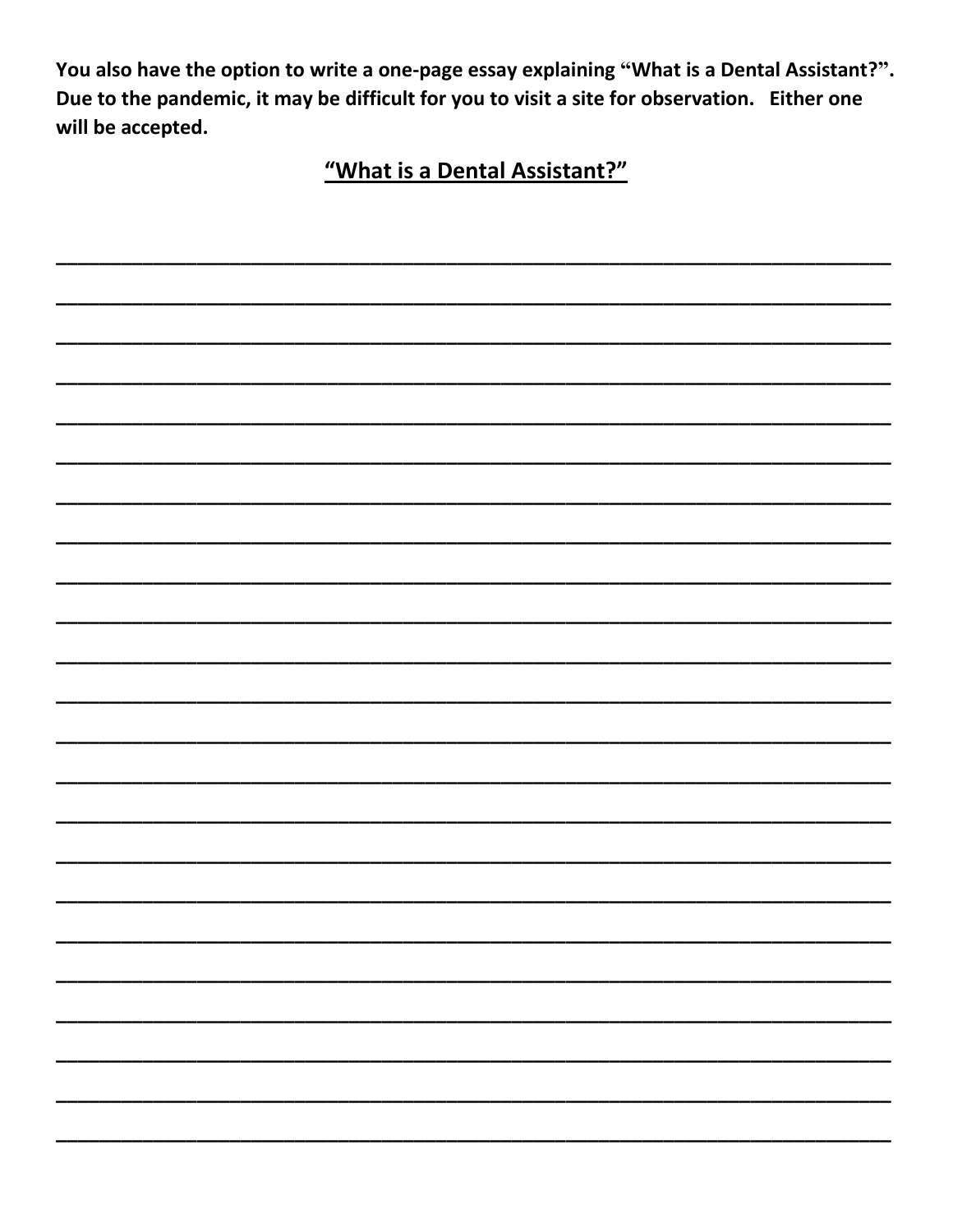**You also have the option to write a one-page essay explaining "What is a Dental Assistant?". Due to the pandemic, it may be difficult for you to visit a site for observation. Either one will be accepted.**

## "What is a Dental Assistant?"

\_\_\_\_\_\_\_\_\_\_\_\_\_\_\_\_\_\_\_\_\_\_\_\_\_\_\_\_\_\_\_\_\_\_\_\_\_\_\_\_\_\_\_\_\_\_\_\_\_\_\_\_\_\_\_\_\_\_\_\_\_\_\_\_\_\_\_\_\_\_

\_\_\_\_\_\_\_\_\_\_\_\_\_\_\_\_\_\_\_\_\_\_\_\_\_\_\_\_\_\_\_\_\_\_\_\_\_\_\_\_\_\_\_\_\_\_\_\_\_\_\_\_\_\_\_\_\_\_\_\_\_\_\_\_\_\_\_\_\_\_

\_\_\_\_\_\_\_\_\_\_\_\_\_\_\_\_\_\_\_\_\_\_\_\_\_\_\_\_\_\_\_\_\_\_\_\_\_\_\_\_\_\_\_\_\_\_\_\_\_\_\_\_\_\_\_\_\_\_\_\_\_\_\_\_\_\_\_\_\_\_

\_\_\_\_\_\_\_\_\_\_\_\_\_\_\_\_\_\_\_\_\_\_\_\_\_\_\_\_\_\_\_\_\_\_\_\_\_\_\_\_\_\_\_\_\_\_\_\_\_\_\_\_\_\_\_\_\_\_\_\_\_\_\_\_\_\_\_\_\_\_

\_\_\_\_\_\_\_\_\_\_\_\_\_\_\_\_\_\_\_\_\_\_\_\_\_\_\_\_\_\_\_\_\_\_\_\_\_\_\_\_\_\_\_\_\_\_\_\_\_\_\_\_\_\_\_\_\_\_\_\_\_\_\_\_\_\_\_\_\_\_

\_\_\_\_\_\_\_\_\_\_\_\_\_\_\_\_\_\_\_\_\_\_\_\_\_\_\_\_\_\_\_\_\_\_\_\_\_\_\_\_\_\_\_\_\_\_\_\_\_\_\_\_\_\_\_\_\_\_\_\_\_\_\_\_\_\_\_\_\_\_

\_\_\_\_\_\_\_\_\_\_\_\_\_\_\_\_\_\_\_\_\_\_\_\_\_\_\_\_\_\_\_\_\_\_\_\_\_\_\_\_\_\_\_\_\_\_\_\_\_\_\_\_\_\_\_\_\_\_\_\_\_\_\_\_\_\_\_\_\_\_

\_\_\_\_\_\_\_\_\_\_\_\_\_\_\_\_\_\_\_\_\_\_\_\_\_\_\_\_\_\_\_\_\_\_\_\_\_\_\_\_\_\_\_\_\_\_\_\_\_\_\_\_\_\_\_\_\_\_\_\_\_\_\_\_\_\_\_\_\_\_

\_\_\_\_\_\_\_\_\_\_\_\_\_\_\_\_\_\_\_\_\_\_\_\_\_\_\_\_\_\_\_\_\_\_\_\_\_\_\_\_\_\_\_\_\_\_\_\_\_\_\_\_\_\_\_\_\_\_\_\_\_\_\_\_\_\_\_\_\_\_

\_\_\_\_\_\_\_\_\_\_\_\_\_\_\_\_\_\_\_\_\_\_\_\_\_\_\_\_\_\_\_\_\_\_\_\_\_\_\_\_\_\_\_\_\_\_\_\_\_\_\_\_\_\_\_\_\_\_\_\_\_\_\_\_\_\_\_\_\_\_

\_\_\_\_\_\_\_\_\_\_\_\_\_\_\_\_\_\_\_\_\_\_\_\_\_\_\_\_\_\_\_\_\_\_\_\_\_\_\_\_\_\_\_\_\_\_\_\_\_\_\_\_\_\_\_\_\_\_\_\_\_\_\_\_\_\_\_\_\_\_

\_\_\_\_\_\_\_\_\_\_\_\_\_\_\_\_\_\_\_\_\_\_\_\_\_\_\_\_\_\_\_\_\_\_\_\_\_\_\_\_\_\_\_\_\_\_\_\_\_\_\_\_\_\_\_\_\_\_\_\_\_\_\_\_\_\_\_\_\_\_

\_\_\_\_\_\_\_\_\_\_\_\_\_\_\_\_\_\_\_\_\_\_\_\_\_\_\_\_\_\_\_\_\_\_\_\_\_\_\_\_\_\_\_\_\_\_\_\_\_\_\_\_\_\_\_\_\_\_\_\_\_\_\_\_\_\_\_\_\_\_

\_\_\_\_\_\_\_\_\_\_\_\_\_\_\_\_\_\_\_\_\_\_\_\_\_\_\_\_\_\_\_\_\_\_\_\_\_\_\_\_\_\_\_\_\_\_\_\_\_\_\_\_\_\_\_\_\_\_\_\_\_\_\_\_\_\_\_\_\_\_

\_\_\_\_\_\_\_\_\_\_\_\_\_\_\_\_\_\_\_\_\_\_\_\_\_\_\_\_\_\_\_\_\_\_\_\_\_\_\_\_\_\_\_\_\_\_\_\_\_\_\_\_\_\_\_\_\_\_\_\_\_\_\_\_\_\_\_\_\_\_

\_\_\_\_\_\_\_\_\_\_\_\_\_\_\_\_\_\_\_\_\_\_\_\_\_\_\_\_\_\_\_\_\_\_\_\_\_\_\_\_\_\_\_\_\_\_\_\_\_\_\_\_\_\_\_\_\_\_\_\_\_\_\_\_\_\_\_\_\_\_

\_\_\_\_\_\_\_\_\_\_\_\_\_\_\_\_\_\_\_\_\_\_\_\_\_\_\_\_\_\_\_\_\_\_\_\_\_\_\_\_\_\_\_\_\_\_\_\_\_\_\_\_\_\_\_\_\_\_\_\_\_\_\_\_\_\_\_\_\_\_

\_\_\_\_\_\_\_\_\_\_\_\_\_\_\_\_\_\_\_\_\_\_\_\_\_\_\_\_\_\_\_\_\_\_\_\_\_\_\_\_\_\_\_\_\_\_\_\_\_\_\_\_\_\_\_\_\_\_\_\_\_\_\_\_\_\_\_\_\_\_

\_\_\_\_\_\_\_\_\_\_\_\_\_\_\_\_\_\_\_\_\_\_\_\_\_\_\_\_\_\_\_\_\_\_\_\_\_\_\_\_\_\_\_\_\_\_\_\_\_\_\_\_\_\_\_\_\_\_\_\_\_\_\_\_\_\_\_\_\_\_

\_\_\_\_\_\_\_\_\_\_\_\_\_\_\_\_\_\_\_\_\_\_\_\_\_\_\_\_\_\_\_\_\_\_\_\_\_\_\_\_\_\_\_\_\_\_\_\_\_\_\_\_\_\_\_\_\_\_\_\_\_\_\_\_\_\_\_\_\_\_

\_\_\_\_\_\_\_\_\_\_\_\_\_\_\_\_\_\_\_\_\_\_\_\_\_\_\_\_\_\_\_\_\_\_\_\_\_\_\_\_\_\_\_\_\_\_\_\_\_\_\_\_\_\_\_\_\_\_\_\_\_\_\_\_\_\_\_\_\_\_

\_\_\_\_\_\_\_\_\_\_\_\_\_\_\_\_\_\_\_\_\_\_\_\_\_\_\_\_\_\_\_\_\_\_\_\_\_\_\_\_\_\_\_\_\_\_\_\_\_\_\_\_\_\_\_\_\_\_\_\_\_\_\_\_\_\_\_\_\_\_

\_\_\_\_\_\_\_\_\_\_\_\_\_\_\_\_\_\_\_\_\_\_\_\_\_\_\_\_\_\_\_\_\_\_\_\_\_\_\_\_\_\_\_\_\_\_\_\_\_\_\_\_\_\_\_\_\_\_\_\_\_\_\_\_\_\_\_\_\_\_

\_\_\_\_\_\_\_\_\_\_\_\_\_\_\_\_\_\_\_\_\_\_\_\_\_\_\_\_\_\_\_\_\_\_\_\_\_\_\_\_\_\_\_\_\_\_\_\_\_\_\_\_\_\_\_\_\_\_\_\_\_\_\_\_\_\_\_\_\_\_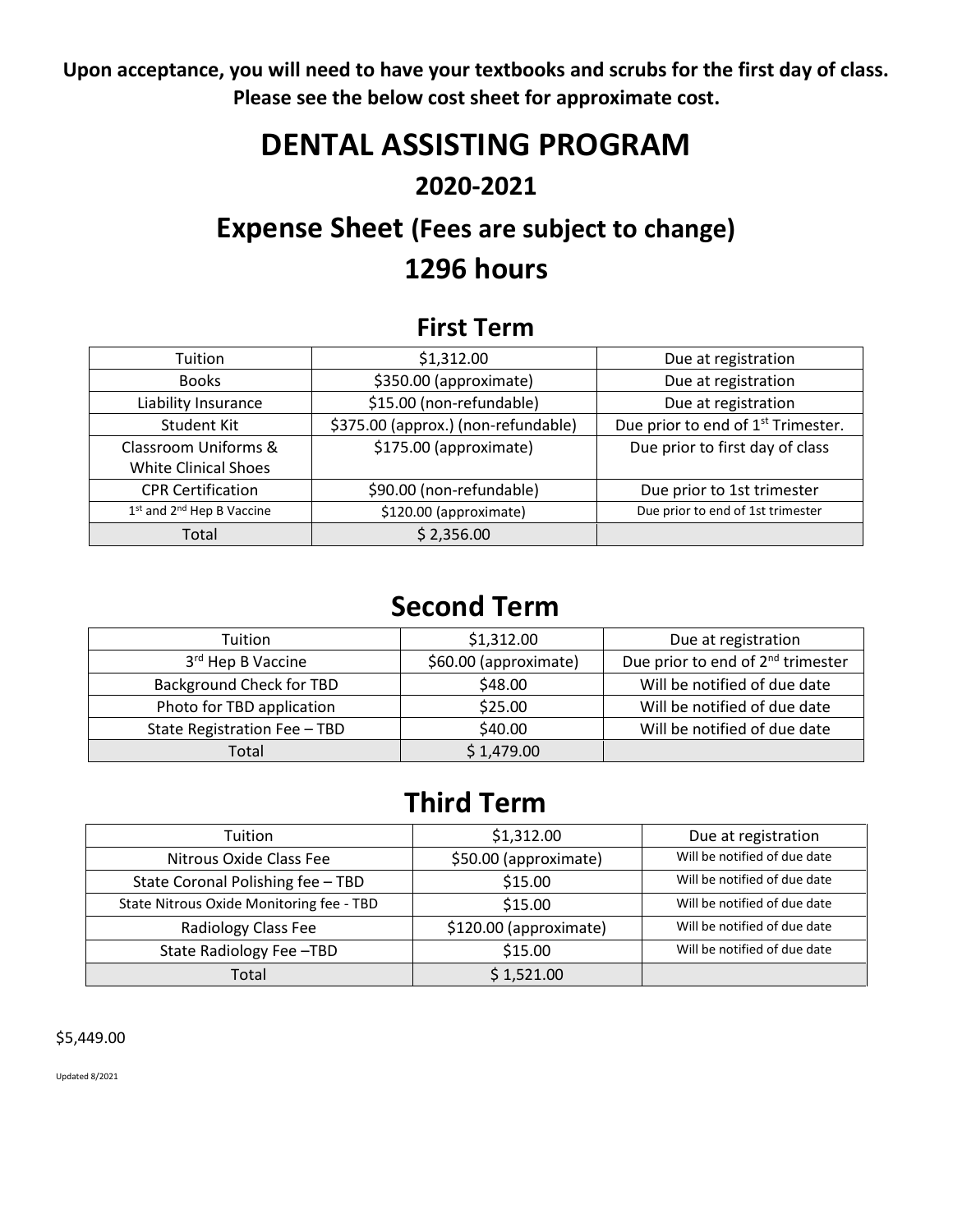**Upon acceptance, you will need to have your textbooks and scrubs for the first day of class. Please see the below cost sheet for approximate cost.**

# DENTAL ASSISTING PROGRAM

## 2020-2021

## Expense Sheet (Fees are subject to change)

## 1296 hours

### First Term

| Tuition | $1,312.00 | Due at registration |
|---|---|---|
| Books | $350.00 (approximate) | Due at registration |
| Liability Insurance | $15.00 (non-refundable) | Due at registration |
| Student Kit | $375.00 (approx.) (non-refundable) | Due prior to end of 1st Trimester. |
| Classroom Uniforms & White Clinical Shoes | $175.00 (approximate) | Due prior to first day of class |
| CPR Certification | $90.00 (non-refundable) | Due prior to 1st trimester |
| 1st and 2nd Hep B Vaccine | $120.00 (approximate) | Due prior to end of 1st trimester |
| Total | $ 2,356.00 | |

### Second Term

| Tuition | $1,312.00 | Due at registration |
|---|---|---|
| 3rd Hep B Vaccine | $60.00 (approximate) | Due prior to end of 2nd trimester |
| Background Check for TBD | $48.00 | Will be notified of due date |
| Photo for TBD application | $25.00 | Will be notified of due date |
| State Registration Fee – TBD | $40.00 | Will be notified of due date |
| Total | $ 1,479.00 | |

### Third Term

| Tuition | $1,312.00 | Due at registration |
|---|---|---|
| Nitrous Oxide Class Fee | $50.00 (approximate) | Will be notified of due date |
| State Coronal Polishing fee – TBD | $15.00 | Will be notified of due date |
| State Nitrous Oxide Monitoring fee - TBD | $15.00 | Will be notified of due date |
| Radiology Class Fee | $120.00 (approximate) | Will be notified of due date |
| State Radiology Fee –TBD | $15.00 | Will be notified of due date |
| Total | $ 1,521.00 | |

$5,449.00

Updated 8/2021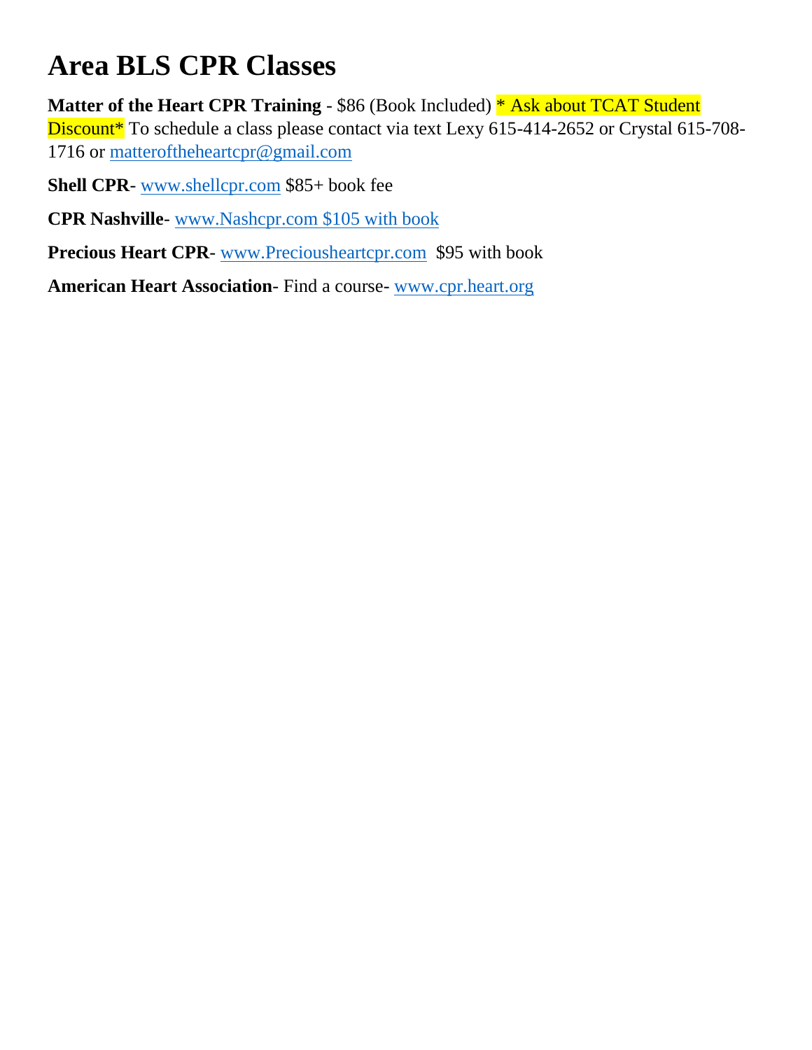# Area BLS CPR Classes

**Matter of the Heart CPR Training** - $86 (Book Included) * Ask about TCAT Student Discount* To schedule a class please contact via text Lexy 615-414-2652 or Crystal 615-708-1716 or matteroftheheartcpr@gmail.com

**Shell CPR**- www.shellcpr.com $85+ book fee

**CPR Nashville**- www.Nashcpr.com $105 with book

**Precious Heart CPR**- www.Preciousheartcpr.com $95 with book

**American Heart Association**- Find a course- www.cpr.heart.org